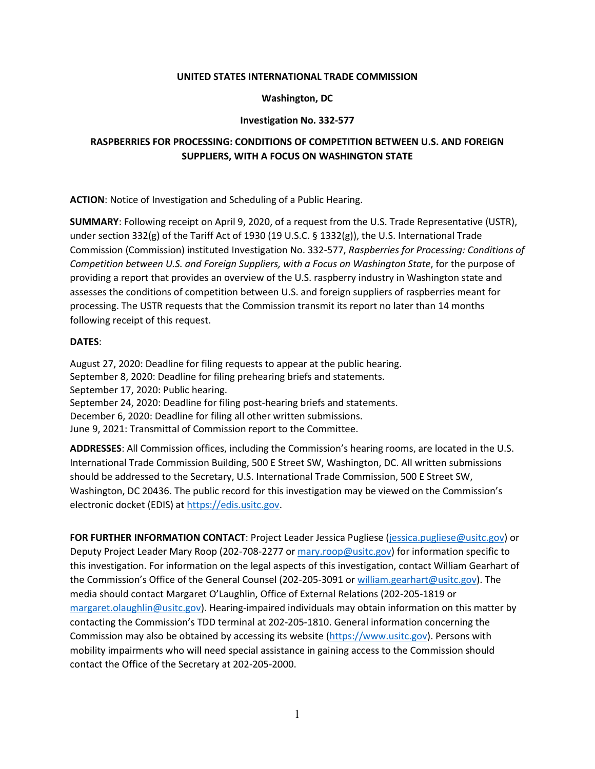**UNITED STATES INTERNATIONAL TRADE COMMISSION**

**Washington, DC**

**Investigation No. 332-577**

# RASPBERRIES FOR PROCESSING: CONDITIONS OF COMPETITION BETWEEN U.S. AND FOREIGN SUPPLIERS, WITH A FOCUS ON WASHINGTON STATE

**ACTION**: Notice of Investigation and Scheduling of a Public Hearing.

**SUMMARY**: Following receipt on April 9, 2020, of a request from the U.S. Trade Representative (USTR), under section 332(g) of the Tariff Act of 1930 (19 U.S.C. § 1332(g)), the U.S. International Trade Commission (Commission) instituted Investigation No. 332-577, *Raspberries for Processing: Conditions of Competition between U.S. and Foreign Suppliers, with a Focus on Washington State*, for the purpose of providing a report that provides an overview of the U.S. raspberry industry in Washington state and assesses the conditions of competition between U.S. and foreign suppliers of raspberries meant for processing. The USTR requests that the Commission transmit its report no later than 14 months following receipt of this request.

**DATES**:

August 27, 2020: Deadline for filing requests to appear at the public hearing.
September 8, 2020: Deadline for filing prehearing briefs and statements.
September 17, 2020: Public hearing.
September 24, 2020: Deadline for filing post-hearing briefs and statements.
December 6, 2020: Deadline for filing all other written submissions.
June 9, 2021: Transmittal of Commission report to the Committee.

**ADDRESSES**: All Commission offices, including the Commission's hearing rooms, are located in the U.S. International Trade Commission Building, 500 E Street SW, Washington, DC. All written submissions should be addressed to the Secretary, U.S. International Trade Commission, 500 E Street SW, Washington, DC 20436. The public record for this investigation may be viewed on the Commission's electronic docket (EDIS) at https://edis.usitc.gov.

**FOR FURTHER INFORMATION CONTACT**: Project Leader Jessica Pugliese (jessica.pugliese@usitc.gov) or Deputy Project Leader Mary Roop (202-708-2277 or mary.roop@usitc.gov) for information specific to this investigation. For information on the legal aspects of this investigation, contact William Gearhart of the Commission's Office of the General Counsel (202-205-3091 or william.gearhart@usitc.gov). The media should contact Margaret O'Laughlin, Office of External Relations (202-205-1819 or margaret.olaughlin@usitc.gov). Hearing-impaired individuals may obtain information on this matter by contacting the Commission's TDD terminal at 202-205-1810. General information concerning the Commission may also be obtained by accessing its website (https://www.usitc.gov). Persons with mobility impairments who will need special assistance in gaining access to the Commission should contact the Office of the Secretary at 202-205-2000.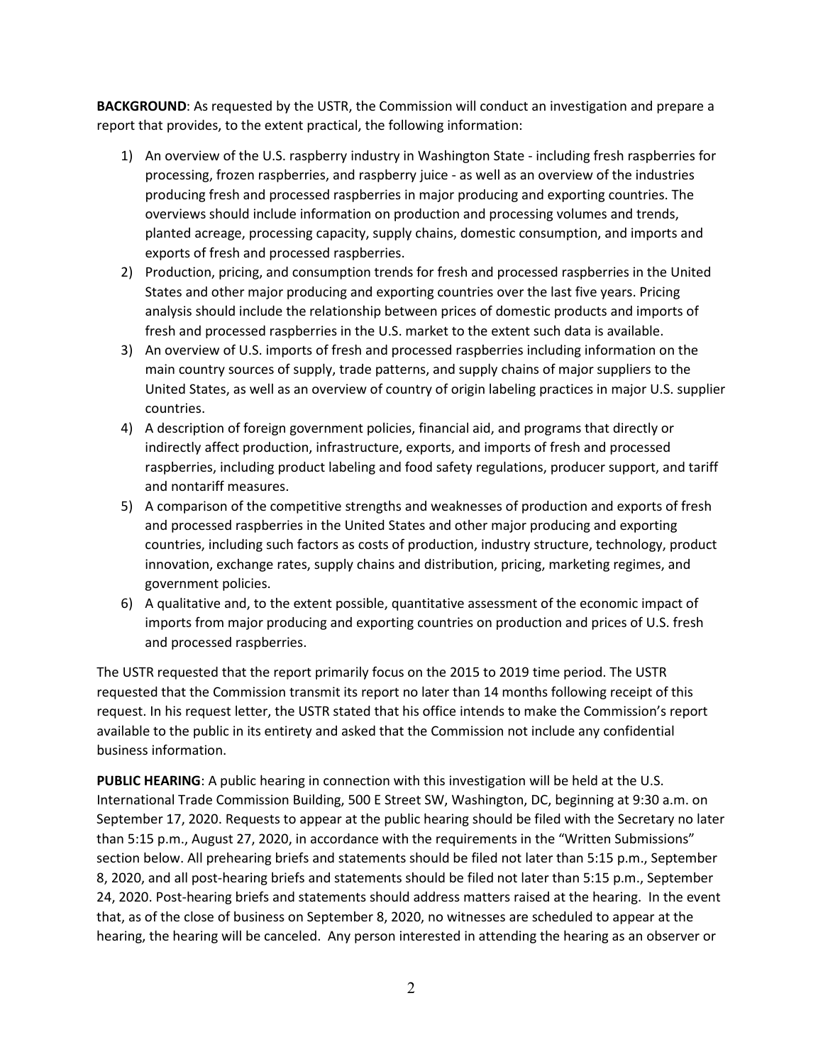**BACKGROUND**: As requested by the USTR, the Commission will conduct an investigation and prepare a report that provides, to the extent practical, the following information:

1) An overview of the U.S. raspberry industry in Washington State - including fresh raspberries for processing, frozen raspberries, and raspberry juice - as well as an overview of the industries producing fresh and processed raspberries in major producing and exporting countries. The overviews should include information on production and processing volumes and trends, planted acreage, processing capacity, supply chains, domestic consumption, and imports and exports of fresh and processed raspberries.
2) Production, pricing, and consumption trends for fresh and processed raspberries in the United States and other major producing and exporting countries over the last five years. Pricing analysis should include the relationship between prices of domestic products and imports of fresh and processed raspberries in the U.S. market to the extent such data is available.
3) An overview of U.S. imports of fresh and processed raspberries including information on the main country sources of supply, trade patterns, and supply chains of major suppliers to the United States, as well as an overview of country of origin labeling practices in major U.S. supplier countries.
4) A description of foreign government policies, financial aid, and programs that directly or indirectly affect production, infrastructure, exports, and imports of fresh and processed raspberries, including product labeling and food safety regulations, producer support, and tariff and nontariff measures.
5) A comparison of the competitive strengths and weaknesses of production and exports of fresh and processed raspberries in the United States and other major producing and exporting countries, including such factors as costs of production, industry structure, technology, product innovation, exchange rates, supply chains and distribution, pricing, marketing regimes, and government policies.
6) A qualitative and, to the extent possible, quantitative assessment of the economic impact of imports from major producing and exporting countries on production and prices of U.S. fresh and processed raspberries.

The USTR requested that the report primarily focus on the 2015 to 2019 time period. The USTR requested that the Commission transmit its report no later than 14 months following receipt of this request. In his request letter, the USTR stated that his office intends to make the Commission's report available to the public in its entirety and asked that the Commission not include any confidential business information.

**PUBLIC HEARING**: A public hearing in connection with this investigation will be held at the U.S. International Trade Commission Building, 500 E Street SW, Washington, DC, beginning at 9:30 a.m. on September 17, 2020. Requests to appear at the public hearing should be filed with the Secretary no later than 5:15 p.m., August 27, 2020, in accordance with the requirements in the "Written Submissions" section below. All prehearing briefs and statements should be filed not later than 5:15 p.m., September 8, 2020, and all post-hearing briefs and statements should be filed not later than 5:15 p.m., September 24, 2020. Post-hearing briefs and statements should address matters raised at the hearing. In the event that, as of the close of business on September 8, 2020, no witnesses are scheduled to appear at the hearing, the hearing will be canceled. Any person interested in attending the hearing as an observer or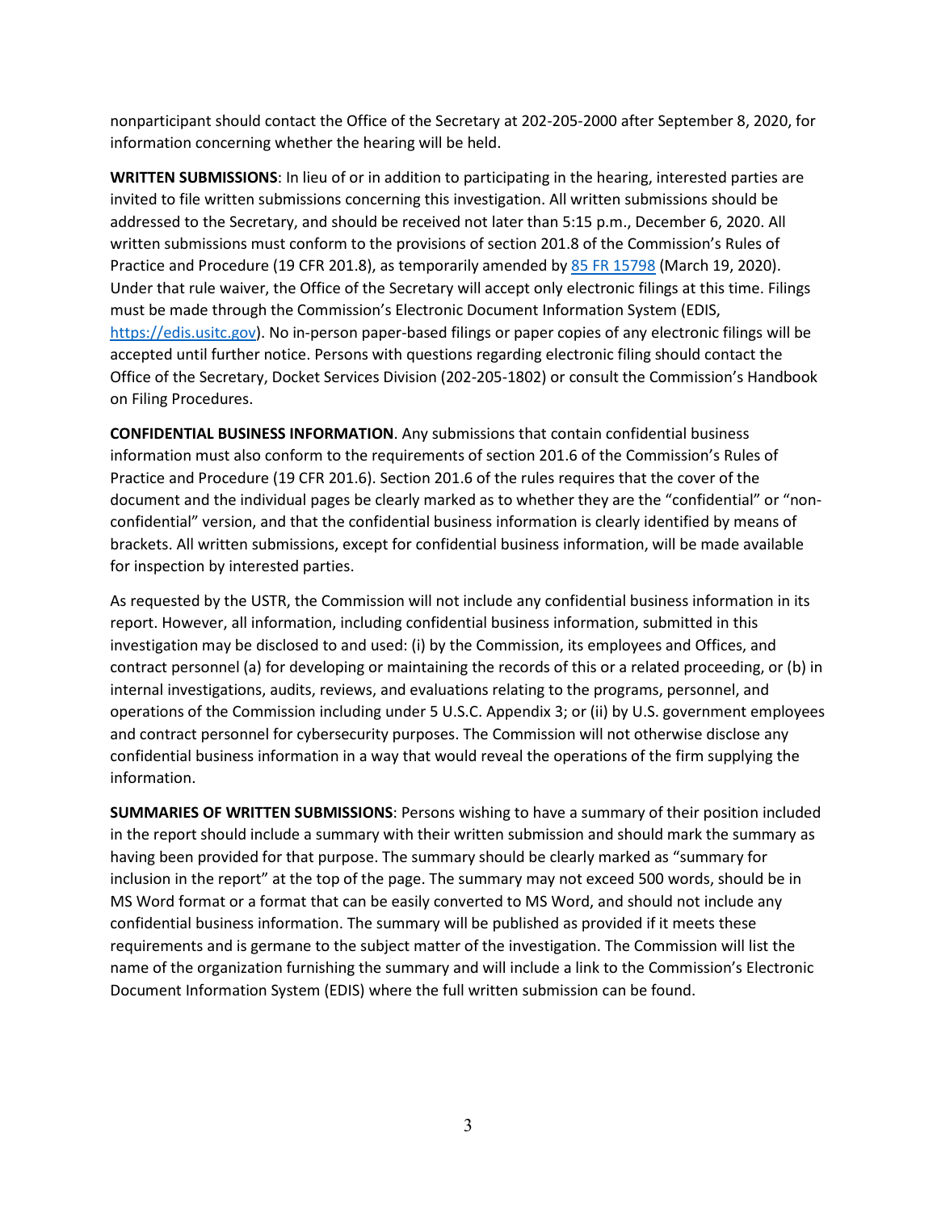nonparticipant should contact the Office of the Secretary at 202-205-2000 after September 8, 2020, for information concerning whether the hearing will be held.

**WRITTEN SUBMISSIONS**: In lieu of or in addition to participating in the hearing, interested parties are invited to file written submissions concerning this investigation. All written submissions should be addressed to the Secretary, and should be received not later than 5:15 p.m., December 6, 2020. All written submissions must conform to the provisions of section 201.8 of the Commission's Rules of Practice and Procedure (19 CFR 201.8), as temporarily amended by [85 FR 15798](85 FR 15798) (March 19, 2020). Under that rule waiver, the Office of the Secretary will accept only electronic filings at this time. Filings must be made through the Commission's Electronic Document Information System (EDIS, [https://edis.usitc.gov](https://edis.usitc.gov)). No in-person paper-based filings or paper copies of any electronic filings will be accepted until further notice. Persons with questions regarding electronic filing should contact the Office of the Secretary, Docket Services Division (202-205-1802) or consult the Commission's Handbook on Filing Procedures.

**CONFIDENTIAL BUSINESS INFORMATION**. Any submissions that contain confidential business information must also conform to the requirements of section 201.6 of the Commission's Rules of Practice and Procedure (19 CFR 201.6). Section 201.6 of the rules requires that the cover of the document and the individual pages be clearly marked as to whether they are the "confidential" or "non-confidential" version, and that the confidential business information is clearly identified by means of brackets. All written submissions, except for confidential business information, will be made available for inspection by interested parties.

As requested by the USTR, the Commission will not include any confidential business information in its report. However, all information, including confidential business information, submitted in this investigation may be disclosed to and used: (i) by the Commission, its employees and Offices, and contract personnel (a) for developing or maintaining the records of this or a related proceeding, or (b) in internal investigations, audits, reviews, and evaluations relating to the programs, personnel, and operations of the Commission including under 5 U.S.C. Appendix 3; or (ii) by U.S. government employees and contract personnel for cybersecurity purposes. The Commission will not otherwise disclose any confidential business information in a way that would reveal the operations of the firm supplying the information.

**SUMMARIES OF WRITTEN SUBMISSIONS**: Persons wishing to have a summary of their position included in the report should include a summary with their written submission and should mark the summary as having been provided for that purpose. The summary should be clearly marked as "summary for inclusion in the report" at the top of the page. The summary may not exceed 500 words, should be in MS Word format or a format that can be easily converted to MS Word, and should not include any confidential business information. The summary will be published as provided if it meets these requirements and is germane to the subject matter of the investigation. The Commission will list the name of the organization furnishing the summary and will include a link to the Commission's Electronic Document Information System (EDIS) where the full written submission can be found.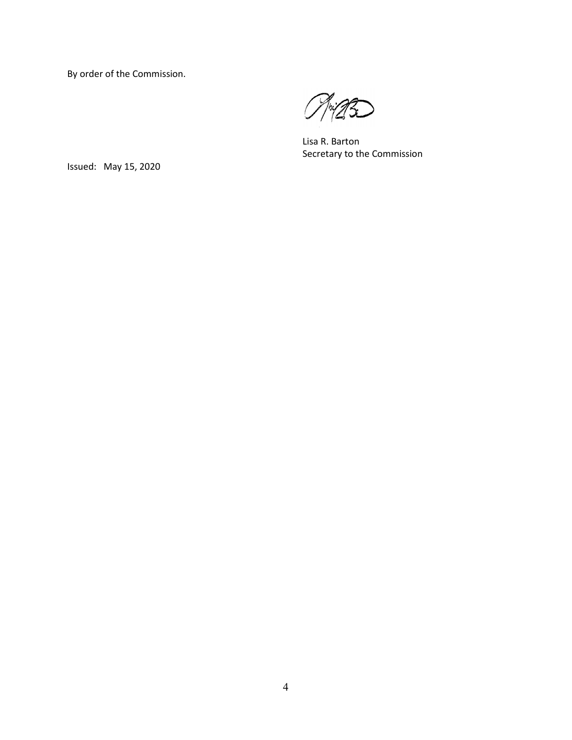By order of the Commission.

Lisa R. Barton
Secretary to the Commission

Issued: May 15, 2020